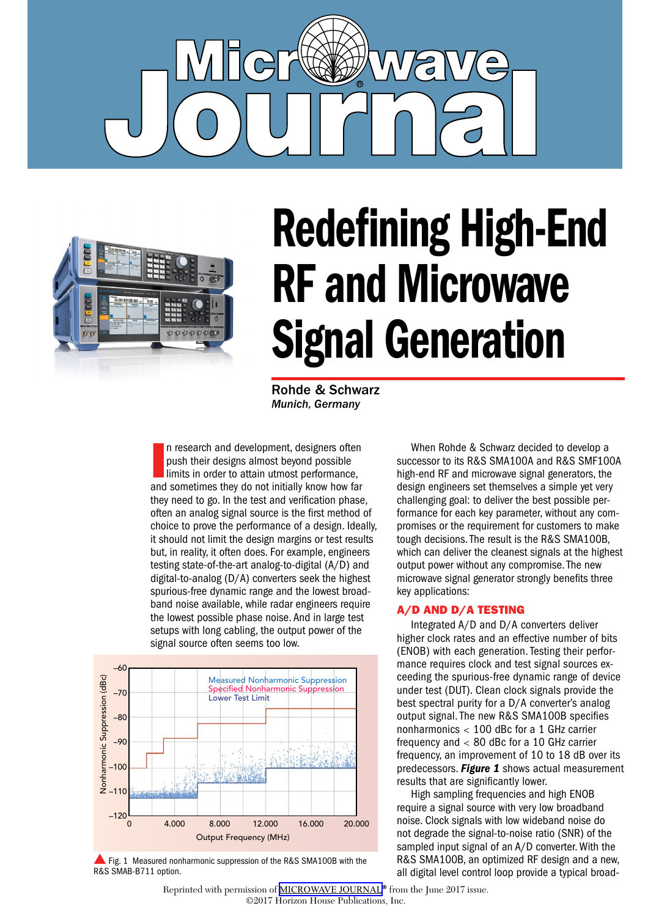# Redefining High-End RF and Microwave Signal Generation

**Rohde & Schwarz**
*Munich, Germany*

In research and development, designers often push their designs almost beyond possible limits in order to attain utmost performance, and sometimes they do not initially know how far they need to go. In the test and verification phase, often an analog signal source is the first method of choice to prove the performance of a design. Ideally, it should not limit the design margins or test results but, in reality, it often does. For example, engineers testing state-of-the-art analog-to-digital (A/D) and digital-to-analog (D/A) converters seek the highest spurious-free dynamic range and the lowest broadband noise available, while radar engineers require the lowest possible phase noise. And in large test setups with long cabling, the output power of the signal source often seems too low.

Fig. 1 Measured nonharmonic suppression of the R&S SMA100B with the R&S SMAB-B711 option.

When Rohde & Schwarz decided to develop a successor to its R&S SMA100A and R&S SMF100A high-end RF and microwave signal generators, the design engineers set themselves a simple yet very challenging goal: to deliver the best possible performance for each key parameter, without any compromises or the requirement for customers to make tough decisions. The result is the R&S SMA100B, which can deliver the cleanest signals at the highest output power without any compromise. The new microwave signal generator strongly benefits three key applications:

## A/D AND D/A TESTING

Integrated A/D and D/A converters deliver higher clock rates and an effective number of bits (ENOB) with each generation. Testing their performance requires clock and test signal sources exceeding the spurious-free dynamic range of device under test (DUT). Clean clock signals provide the best spectral purity for a D/A converter's analog output signal. The new R&S SMA100B specifies nonharmonics < 100 dBc for a 1 GHz carrier frequency and < 80 dBc for a 10 GHz carrier frequency, an improvement of 10 to 18 dB over its predecessors. ***Figure 1*** shows actual measurement results that are significantly lower.

High sampling frequencies and high ENOB require a signal source with very low broadband noise. Clock signals with low wideband noise do not degrade the signal-to-noise ratio (SNR) of the sampled input signal of an A/D converter. With the R&S SMA100B, an optimized RF design and a new, all digital level control loop provide a typical broad-

Reprinted with permission of MICROWAVE JOURNAL® from the June 2017 issue.
©2017 Horizon House Publications, Inc.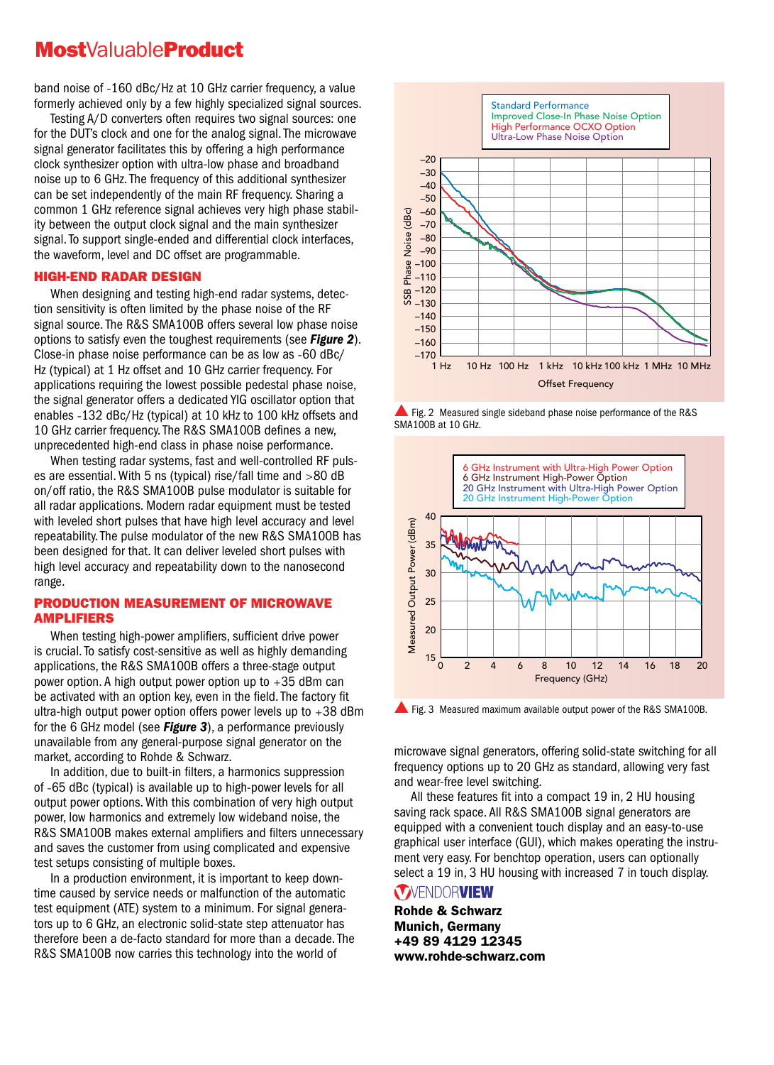# **Most**Valuable**Product**

band noise of -160 dBc/Hz at 10 GHz carrier frequency, a value formerly achieved only by a few highly specialized signal sources.

Testing A/D converters often requires two signal sources: one for the DUT's clock and one for the analog signal. The microwave signal generator facilitates this by offering a high performance clock synthesizer option with ultra-low phase and broadband noise up to 6 GHz. The frequency of this additional synthesizer can be set independently of the main RF frequency. Sharing a common 1 GHz reference signal achieves very high phase stability between the output clock signal and the main synthesizer signal. To support single-ended and differential clock interfaces, the waveform, level and DC offset are programmable.

## HIGH-END RADAR DESIGN

When designing and testing high-end radar systems, detection sensitivity is often limited by the phase noise of the RF signal source. The R&S SMA100B offers several low phase noise options to satisfy even the toughest requirements (see ***Figure 2***). Close-in phase noise performance can be as low as -60 dBc/Hz (typical) at 1 Hz offset and 10 GHz carrier frequency. For applications requiring the lowest possible pedestal phase noise, the signal generator offers a dedicated YIG oscillator option that enables -132 dBc/Hz (typical) at 10 kHz to 100 kHz offsets and 10 GHz carrier frequency. The R&S SMA100B defines a new, unprecedented high-end class in phase noise performance.

When testing radar systems, fast and well-controlled RF pulses are essential. With 5 ns (typical) rise/fall time and >80 dB on/off ratio, the R&S SMA100B pulse modulator is suitable for all radar applications. Modern radar equipment must be tested with leveled short pulses that have high level accuracy and level repeatability. The pulse modulator of the new R&S SMA100B has been designed for that. It can deliver leveled short pulses with high level accuracy and repeatability down to the nanosecond range.

## PRODUCTION MEASUREMENT OF MICROWAVE AMPLIFIERS

When testing high-power amplifiers, sufficient drive power is crucial. To satisfy cost-sensitive as well as highly demanding applications, the R&S SMA100B offers a three-stage output power option. A high output power option up to +35 dBm can be activated with an option key, even in the field. The factory fit ultra-high output power option offers power levels up to +38 dBm for the 6 GHz model (see ***Figure 3***), a performance previously unavailable from any general-purpose signal generator on the market, according to Rohde & Schwarz.

In addition, due to built-in filters, a harmonics suppression of -65 dBc (typical) is available up to high-power levels for all output power options. With this combination of very high output power, low harmonics and extremely low wideband noise, the R&S SMA100B makes external amplifiers and filters unnecessary and saves the customer from using complicated and expensive test setups consisting of multiple boxes.

In a production environment, it is important to keep downtime caused by service needs or malfunction of the automatic test equipment (ATE) system to a minimum. For signal generators up to 6 GHz, an electronic solid-state step attenuator has therefore been a de-facto standard for more than a decade. The R&S SMA100B now carries this technology into the world of microwave signal generators, offering solid-state switching for all frequency options up to 20 GHz as standard, allowing very fast and wear-free level switching.

All these features fit into a compact 19 in, 2 HU housing saving rack space. All R&S SMA100B signal generators are equipped with a convenient touch display and an easy-to-use graphical user interface (GUI), which makes operating the instrument very easy. For benchtop operation, users can optionally select a 19 in, 3 HU housing with increased 7 in touch display.

Standard Performance
Improved Close-In Phase Noise Option
High Performance OCXO Option
Ultra-Low Phase Noise Option

SSB Phase Noise (dBc)
–20
–30
–40
–50
–60
–70
–80
–90
–100
–110
–120
–130
–140
–150
–160
–170
1 Hz 10 Hz 100 Hz 1 kHz 10 kHz 100 kHz 1 MHz 10 MHz
Offset Frequency

Fig. 2 Measured single sideband phase noise performance of the R&S SMA100B at 10 GHz.

6 GHz Instrument with Ultra-High Power Option
6 GHz Instrument High-Power Option
20 GHz Instrument with Ultra-High Power Option
20 GHz Instrument High-Power Option

Measured Output Power (dBm)
40
35
30
25
20
15
0 2 4 6 8 10 12 14 16 18 20
Frequency (GHz)

Fig. 3 Measured maximum available output power of the R&S SMA100B.

VENDOR**VIEW**

**Rohde & Schwarz**
**Munich, Germany**
**+49 89 4129 12345**
**www.rohde-schwarz.com**